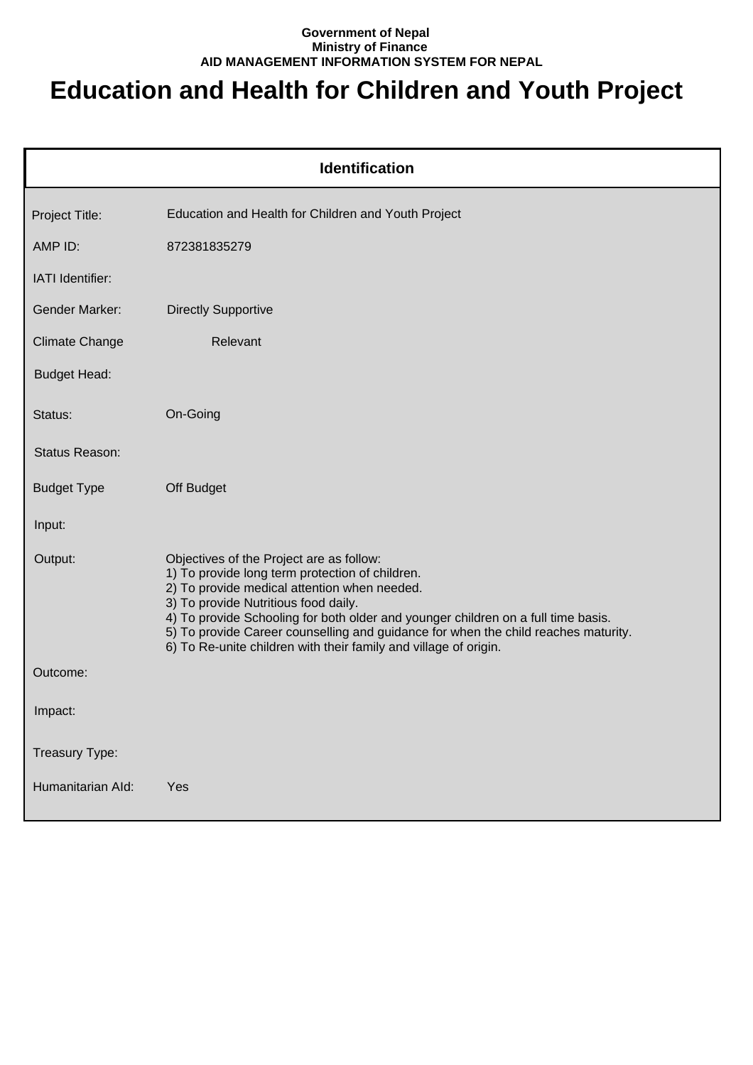**Government of Nepal**
**Ministry of Finance**
**AID MANAGEMENT INFORMATION SYSTEM FOR NEPAL**

# Education and Health for Children and Youth Project

| Identification | |
|---|---|
| Project Title: | Education and Health for Children and Youth Project |
| AMP ID: | 872381835279 |
| IATI Identifier: | |
| Gender Marker: | Directly Supportive |
| Climate Change | Relevant |
| Budget Head: | |
| Status: | On-Going |
| Status Reason: | |
| Budget Type | Off Budget |
| Input: | |
| Output: | Objectives of the Project are as follow:<br>1) To provide long term protection of children.<br>2) To provide medical attention when needed.<br>3) To provide Nutritious food daily.<br>4) To provide Schooling for both older and younger children on a full time basis.<br>5) To provide Career counselling and guidance for when the child reaches maturity.<br>6) To Re-unite children with their family and village of origin. |
| Outcome: | |
| Impact: | |
| Treasury Type: | |
| Humanitarian AId: | Yes |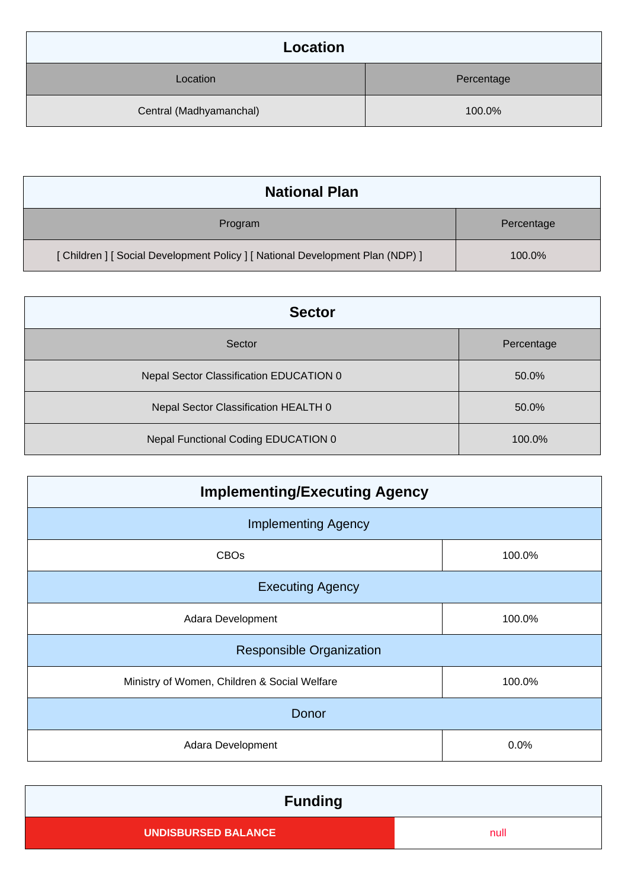## Location

| Location | Percentage |
|---|---|
| Central (Madhyamanchal) | 100.0% |

## National Plan

| Program | Percentage |
|---|---|
| [ Children ] [ Social Development Policy ] [ National Development Plan (NDP) ] | 100.0% |

## Sector

| Sector | Percentage |
|---|---|
| Nepal Sector Classification EDUCATION 0 | 50.0% |
| Nepal Sector Classification HEALTH 0 | 50.0% |
| Nepal Functional Coding EDUCATION 0 | 100.0% |

## Implementing/Executing Agency

| Implementing Agency | |
|---|---|
| CBOs | 100.0% |
| **Executing Agency** | |
| Adara Development | 100.0% |
| **Responsible Organization** | |
| Ministry of Women, Children & Social Welfare | 100.0% |
| **Donor** | |
| Adara Development | 0.0% |

## Funding

| UNDISBURSED BALANCE | null |
|---|---|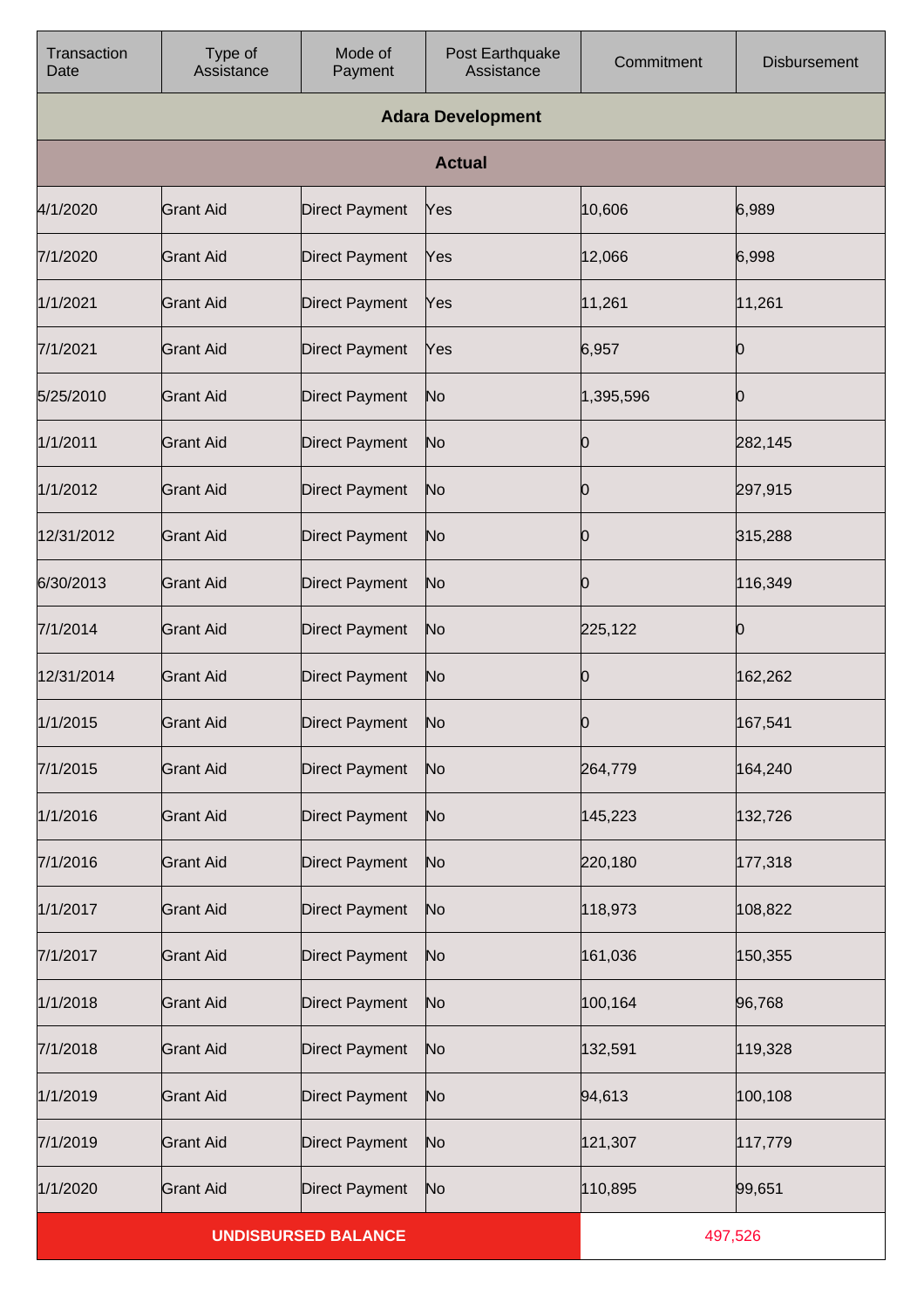| Transaction Date | Type of Assistance | Mode of Payment | Post Earthquake Assistance | Commitment | Disbursement |
|---|---|---|---|---|---|
| **Adara Development** | | | | | |
| **Actual** | | | | | |
| 4/1/2020 | Grant Aid | Direct Payment | Yes | 10,606 | 6,989 |
| 7/1/2020 | Grant Aid | Direct Payment | Yes | 12,066 | 6,998 |
| 1/1/2021 | Grant Aid | Direct Payment | Yes | 11,261 | 11,261 |
| 7/1/2021 | Grant Aid | Direct Payment | Yes | 6,957 | 0 |
| 5/25/2010 | Grant Aid | Direct Payment | No | 1,395,596 | 0 |
| 1/1/2011 | Grant Aid | Direct Payment | No | 0 | 282,145 |
| 1/1/2012 | Grant Aid | Direct Payment | No | 0 | 297,915 |
| 12/31/2012 | Grant Aid | Direct Payment | No | 0 | 315,288 |
| 6/30/2013 | Grant Aid | Direct Payment | No | 0 | 116,349 |
| 7/1/2014 | Grant Aid | Direct Payment | No | 225,122 | 0 |
| 12/31/2014 | Grant Aid | Direct Payment | No | 0 | 162,262 |
| 1/1/2015 | Grant Aid | Direct Payment | No | 0 | 167,541 |
| 7/1/2015 | Grant Aid | Direct Payment | No | 264,779 | 164,240 |
| 1/1/2016 | Grant Aid | Direct Payment | No | 145,223 | 132,726 |
| 7/1/2016 | Grant Aid | Direct Payment | No | 220,180 | 177,318 |
| 1/1/2017 | Grant Aid | Direct Payment | No | 118,973 | 108,822 |
| 7/1/2017 | Grant Aid | Direct Payment | No | 161,036 | 150,355 |
| 1/1/2018 | Grant Aid | Direct Payment | No | 100,164 | 96,768 |
| 7/1/2018 | Grant Aid | Direct Payment | No | 132,591 | 119,328 |
| 1/1/2019 | Grant Aid | Direct Payment | No | 94,613 | 100,108 |
| 7/1/2019 | Grant Aid | Direct Payment | No | 121,307 | 117,779 |
| 1/1/2020 | Grant Aid | Direct Payment | No | 110,895 | 99,651 |
| **UNDISBURSED BALANCE** | | | | 497,526 | |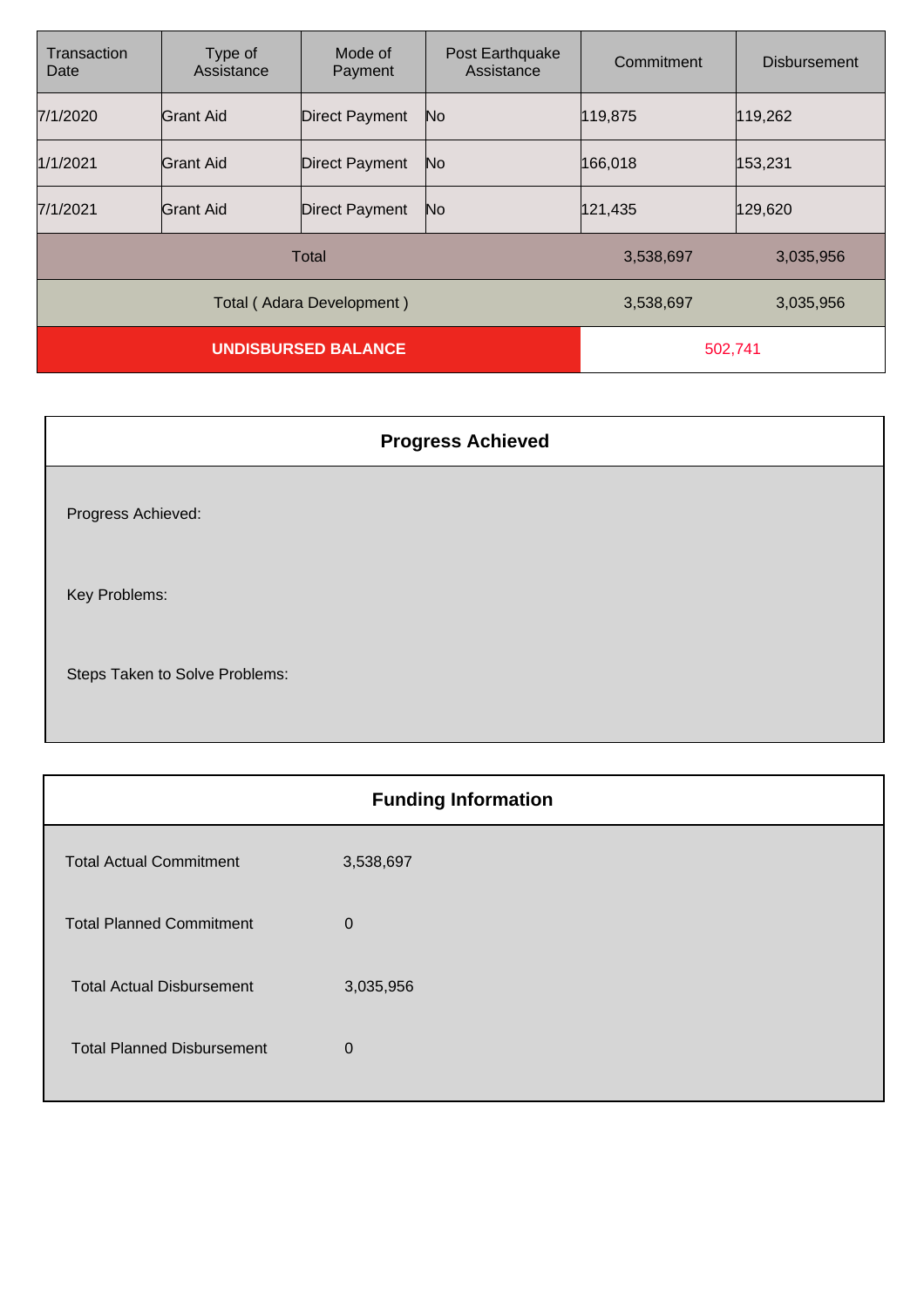| Transaction Date | Type of Assistance | Mode of Payment | Post Earthquake Assistance | Commitment | Disbursement |
|---|---|---|---|---|---|
| 7/1/2020 | Grant Aid | Direct Payment | No | 119,875 | 119,262 |
| 1/1/2021 | Grant Aid | Direct Payment | No | 166,018 | 153,231 |
| 7/1/2021 | Grant Aid | Direct Payment | No | 121,435 | 129,620 |
| Total | | | | 3,538,697 | 3,035,956 |
| Total ( Adara Development ) | | | | 3,538,697 | 3,035,956 |
| **UNDISBURSED BALANCE** | | | | 502,741 | |

## Progress Achieved

Progress Achieved:

Key Problems:

Steps Taken to Solve Problems:

## Funding Information

| | |
|---|---|
| Total Actual Commitment | 3,538,697 |
| Total Planned Commitment | 0 |
| Total Actual Disbursement | 3,035,956 |
| Total Planned Disbursement | 0 |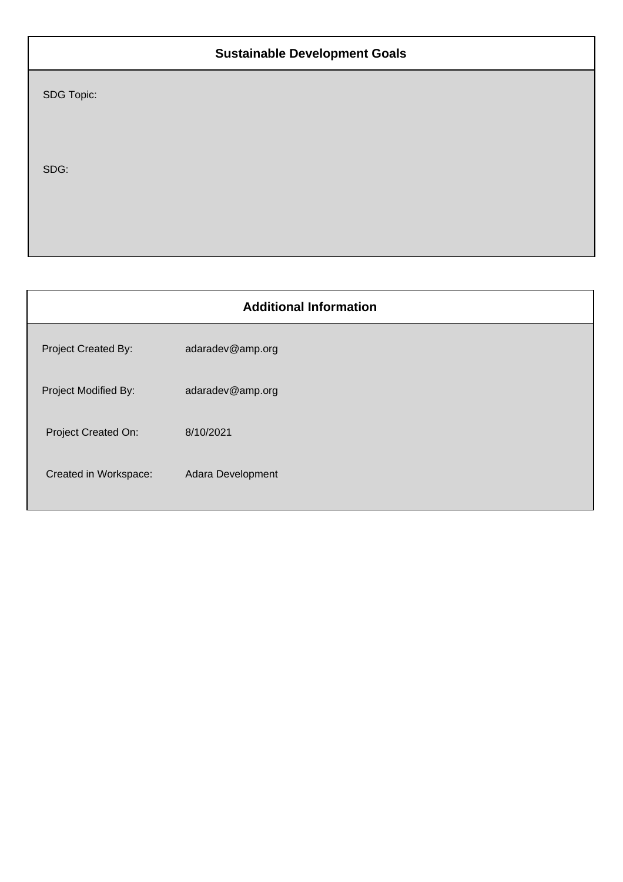## Sustainable Development Goals

SDG Topic:

SDG:

## Additional Information

| | |
|---|---|
| Project Created By: | adaradev@amp.org |
| Project Modified By: | adaradev@amp.org |
| Project Created On: | 8/10/2021 |
| Created in Workspace: | Adara Development |